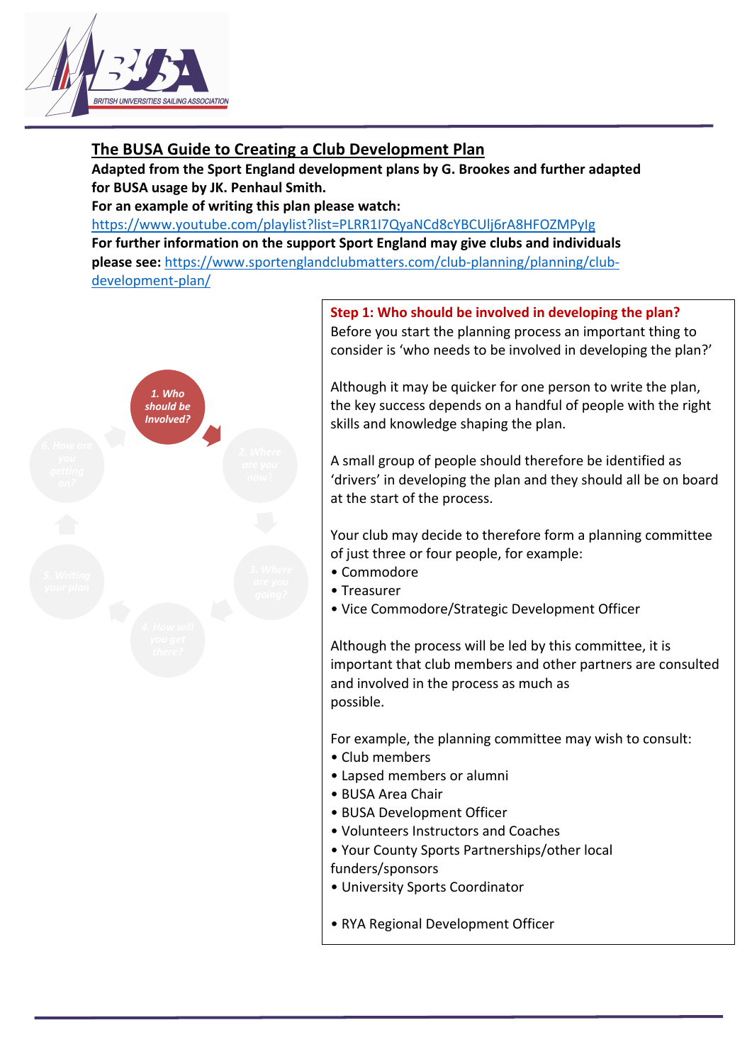## The BUSA Guide to Creating a Club Development Plan

**Adapted from the Sport England development plans by G. Brookes and further adapted for BUSA usage by JK. Penhaul Smith.**

**For an example of writing this plan please watch:**
https://www.youtube.com/playlist?list=PLRR1I7QyaNCd8cYBCUlj6rA8HFOZMPyIg

**For further information on the support Sport England may give clubs and individuals please see:** https://www.sportenglandclubmatters.com/club-planning/planning/club-development-plan/

1. Who should be Involved?
2. Where are you now?
3. Where are you going?
4. How will you get there?
5. Writing your plan
6. How are you getting on?

### Step 1: Who should be involved in developing the plan?

Before you start the planning process an important thing to consider is 'who needs to be involved in developing the plan?'

Although it may be quicker for one person to write the plan, the key success depends on a handful of people with the right skills and knowledge shaping the plan.

A small group of people should therefore be identified as 'drivers' in developing the plan and they should all be on board at the start of the process.

Your club may decide to therefore form a planning committee of just three or four people, for example:

- Commodore
- Treasurer
- Vice Commodore/Strategic Development Officer

Although the process will be led by this committee, it is important that club members and other partners are consulted and involved in the process as much as possible.

For example, the planning committee may wish to consult:

- Club members
- Lapsed members or alumni
- BUSA Area Chair
- BUSA Development Officer
- Volunteers Instructors and Coaches
- Your County Sports Partnerships/other local funders/sponsors
- University Sports Coordinator
- RYA Regional Development Officer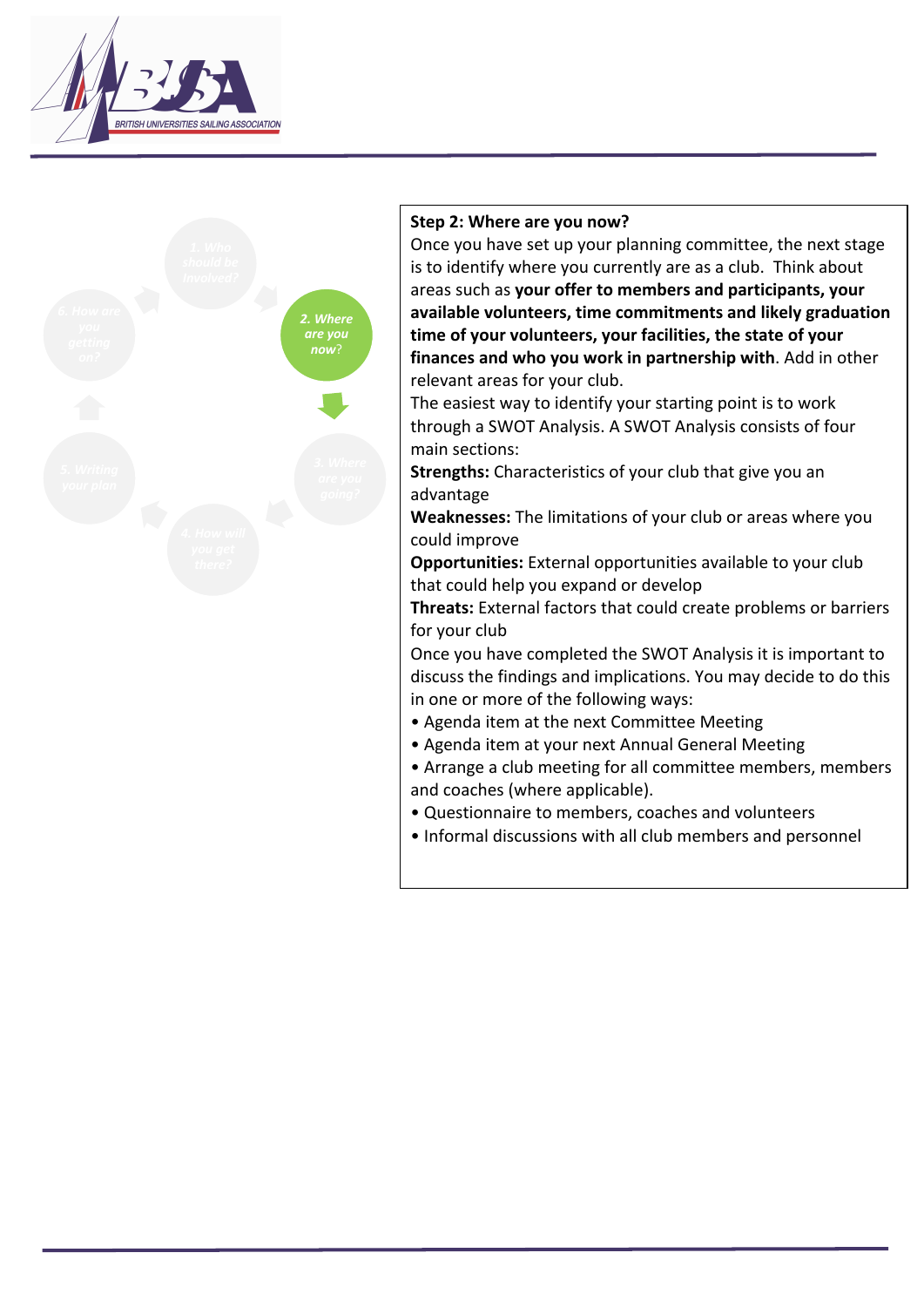**Step 2: Where are you now?**

Once you have set up your planning committee, the next stage is to identify where you currently are as a club. Think about areas such as **your offer to members and participants, your available volunteers, time commitments and likely graduation time of your volunteers, your facilities, the state of your finances and who you work in partnership with**. Add in other relevant areas for your club.

The easiest way to identify your starting point is to work through a SWOT Analysis. A SWOT Analysis consists of four main sections:

**Strengths:** Characteristics of your club that give you an advantage

**Weaknesses:** The limitations of your club or areas where you could improve

**Opportunities:** External opportunities available to your club that could help you expand or develop

**Threats:** External factors that could create problems or barriers for your club

Once you have completed the SWOT Analysis it is important to discuss the findings and implications. You may decide to do this in one or more of the following ways:

- Agenda item at the next Committee Meeting
- Agenda item at your next Annual General Meeting
- Arrange a club meeting for all committee members, members and coaches (where applicable).
- Questionnaire to members, coaches and volunteers
- Informal discussions with all club members and personnel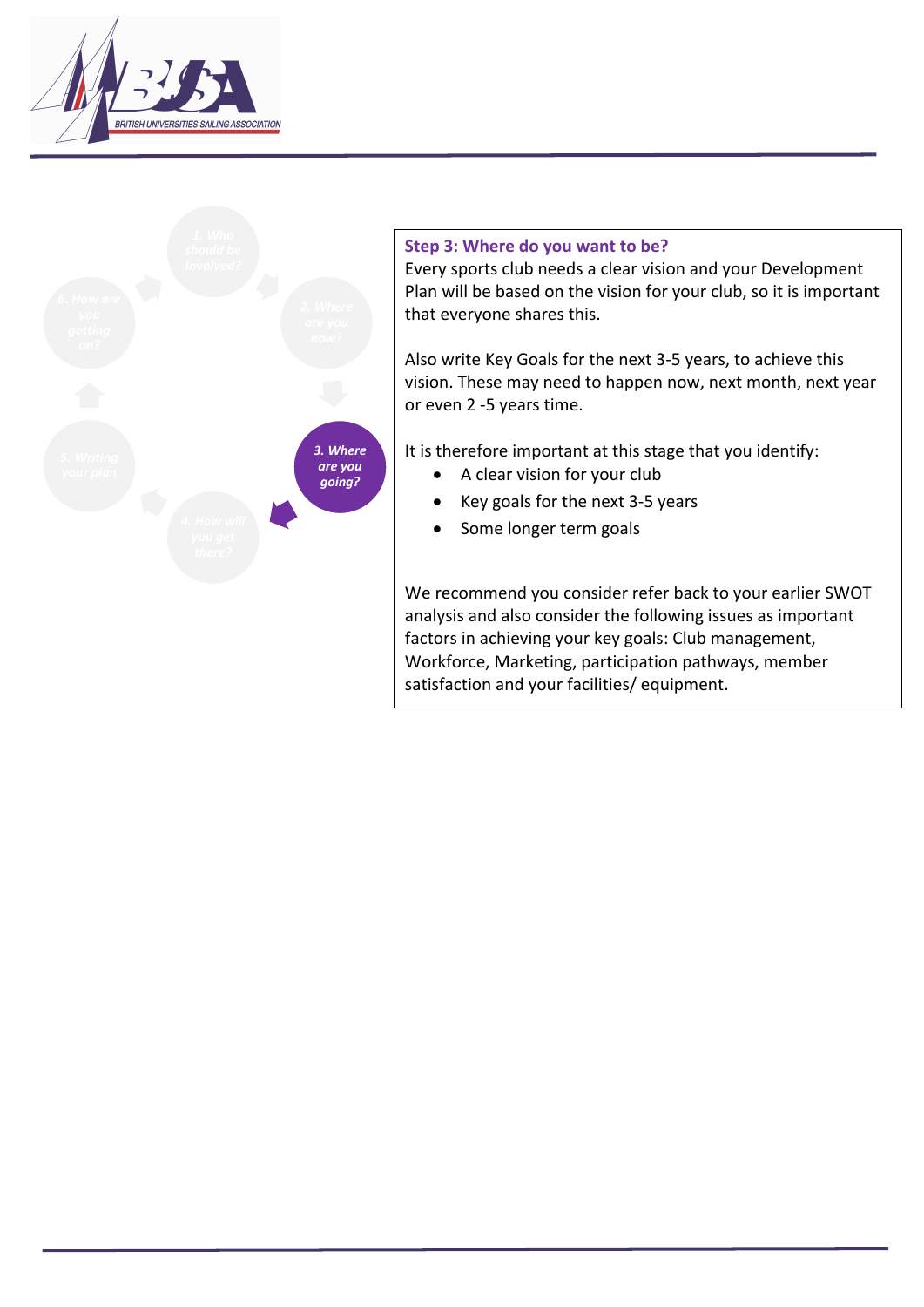3. Where are you going?

## Step 3: Where do you want to be?

Every sports club needs a clear vision and your Development Plan will be based on the vision for your club, so it is important that everyone shares this.

Also write Key Goals for the next 3-5 years, to achieve this vision. These may need to happen now, next month, next year or even 2 -5 years time.

It is therefore important at this stage that you identify:

- A clear vision for your club
- Key goals for the next 3-5 years
- Some longer term goals

We recommend you consider refer back to your earlier SWOT analysis and also consider the following issues as important factors in achieving your key goals: Club management, Workforce, Marketing, participation pathways, member satisfaction and your facilities/ equipment.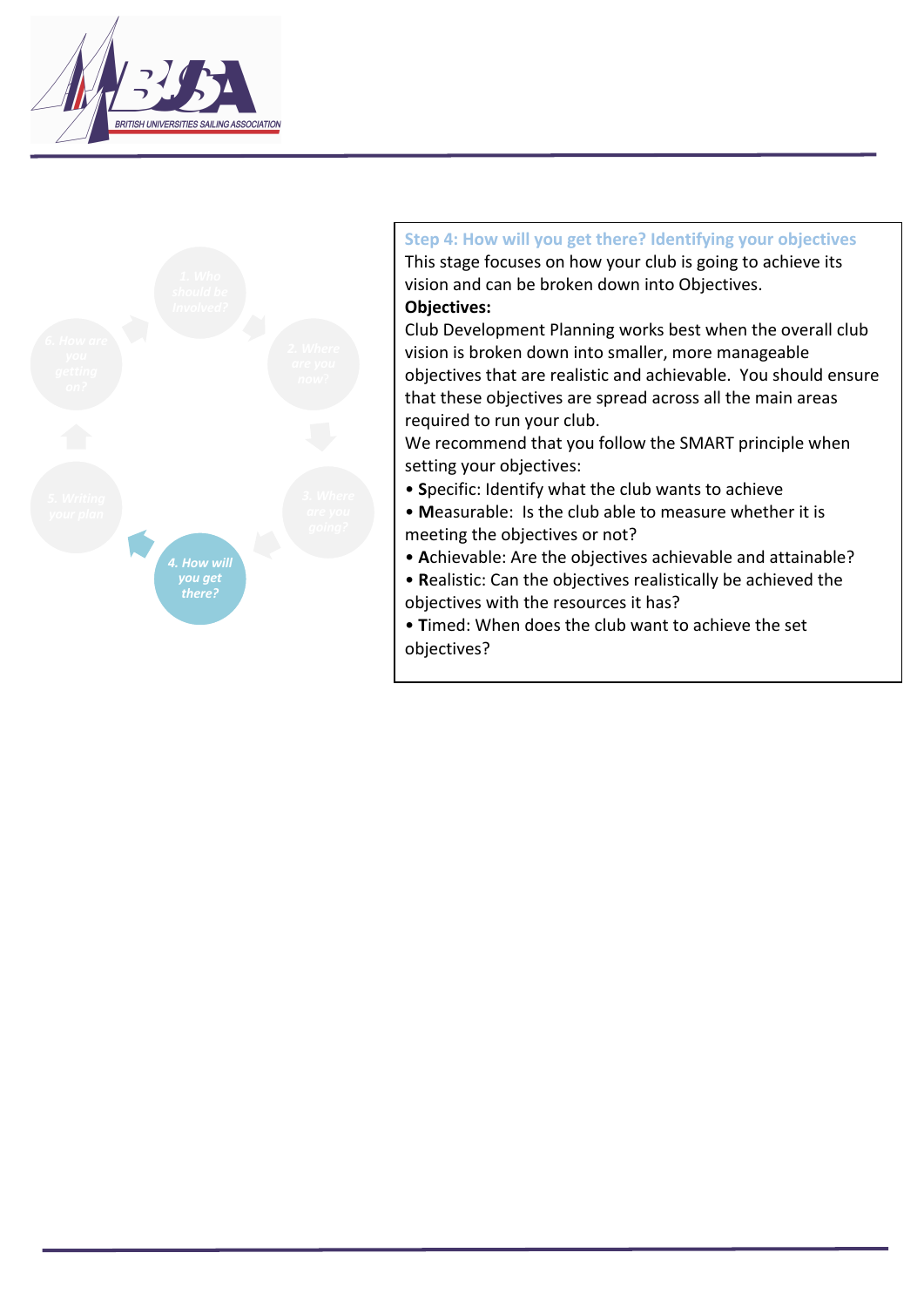## Step 4: How will you get there? Identifying your objectives

This stage focuses on how your club is going to achieve its vision and can be broken down into Objectives.

**Objectives:**

Club Development Planning works best when the overall club vision is broken down into smaller, more manageable objectives that are realistic and achievable. You should ensure that these objectives are spread across all the main areas required to run your club.

We recommend that you follow the SMART principle when setting your objectives:

- **S**pecific: Identify what the club wants to achieve
- **M**easurable: Is the club able to measure whether it is meeting the objectives or not?
- **A**chievable: Are the objectives achievable and attainable?
- **R**ealistic: Can the objectives realistically be achieved the objectives with the resources it has?
- **T**imed: When does the club want to achieve the set objectives?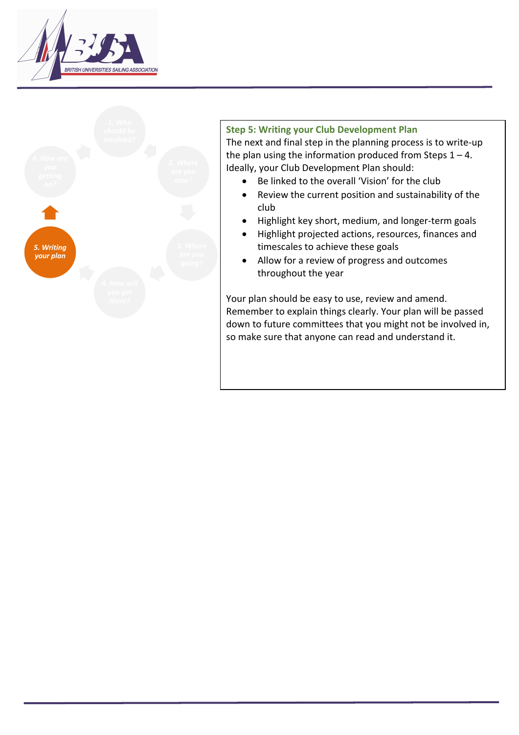5. Writing your plan

## Step 5: Writing your Club Development Plan

The next and final step in the planning process is to write-up the plan using the information produced from Steps 1 – 4. Ideally, your Club Development Plan should:

- Be linked to the overall 'Vision' for the club
- Review the current position and sustainability of the club
- Highlight key short, medium, and longer-term goals
- Highlight projected actions, resources, finances and timescales to achieve these goals
- Allow for a review of progress and outcomes throughout the year

Your plan should be easy to use, review and amend. Remember to explain things clearly. Your plan will be passed down to future committees that you might not be involved in, so make sure that anyone can read and understand it.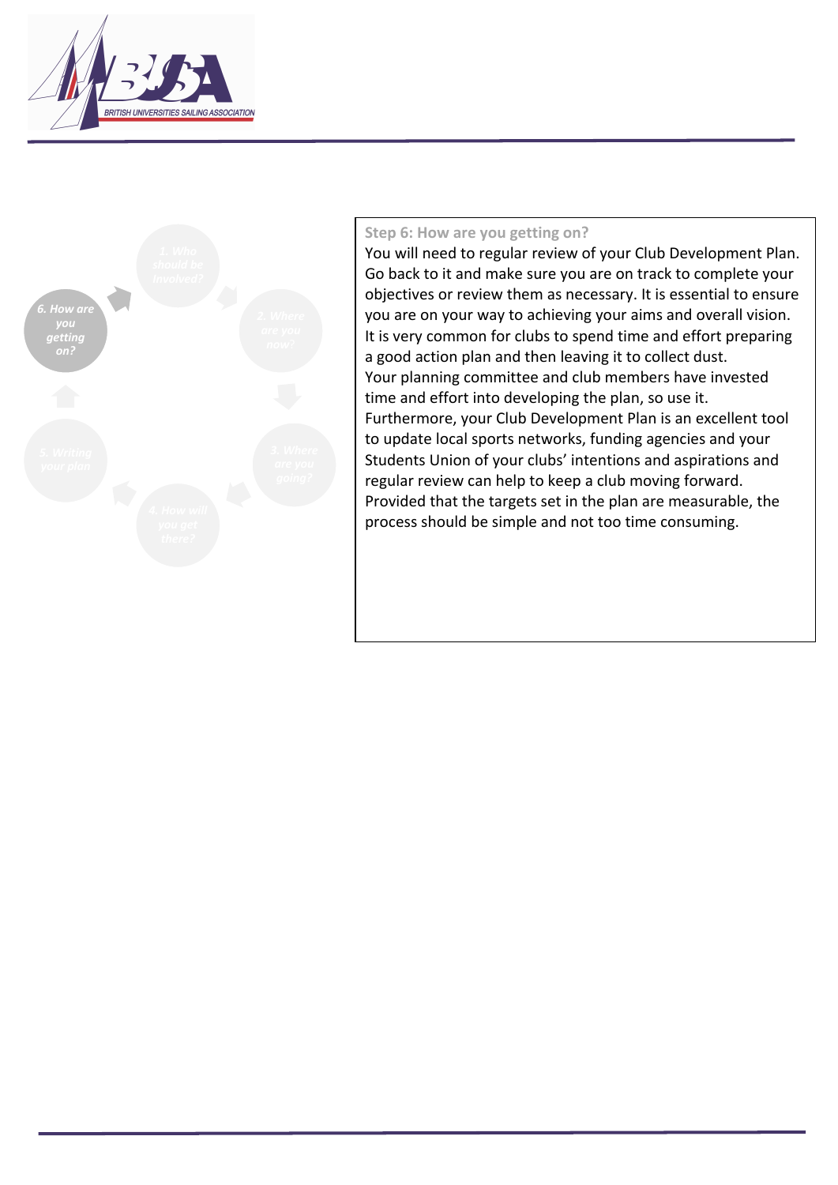6. How are you getting on?

1. Who should be involved?

2. Where are you now?

3. Where are you going?

4. How will you get there?

5. Writing your plan

### Step 6: How are you getting on?

You will need to regular review of your Club Development Plan. Go back to it and make sure you are on track to complete your objectives or review them as necessary. It is essential to ensure you are on your way to achieving your aims and overall vision. It is very common for clubs to spend time and effort preparing a good action plan and then leaving it to collect dust.

Your planning committee and club members have invested time and effort into developing the plan, so use it.

Furthermore, your Club Development Plan is an excellent tool to update local sports networks, funding agencies and your Students Union of your clubs' intentions and aspirations and regular review can help to keep a club moving forward.

Provided that the targets set in the plan are measurable, the process should be simple and not too time consuming.